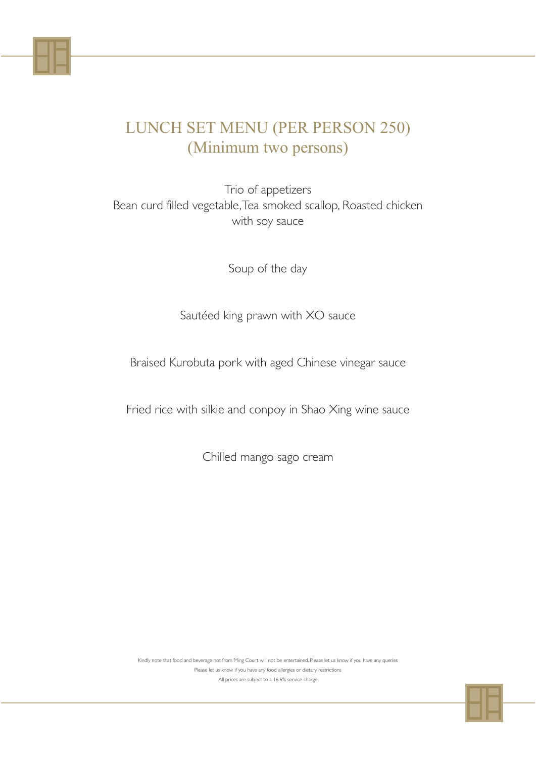# LUNCH SET MENU (PER PERSON 250)
## (Minimum two persons)

Trio of appetizers
Bean curd filled vegetable, Tea smoked scallop, Roasted chicken with soy sauce

Soup of the day

Sautéed king prawn with XO sauce

Braised Kurobuta pork with aged Chinese vinegar sauce

Fried rice with silkie and conpoy in Shao Xing wine sauce

Chilled mango sago cream

Kindly note that food and beverage not from Ming Court will not be entertained. Please let us know if you have any queries

Please let us know if you have any food allergies or dietary restrictions

All prices are subject to a 16.6% service charge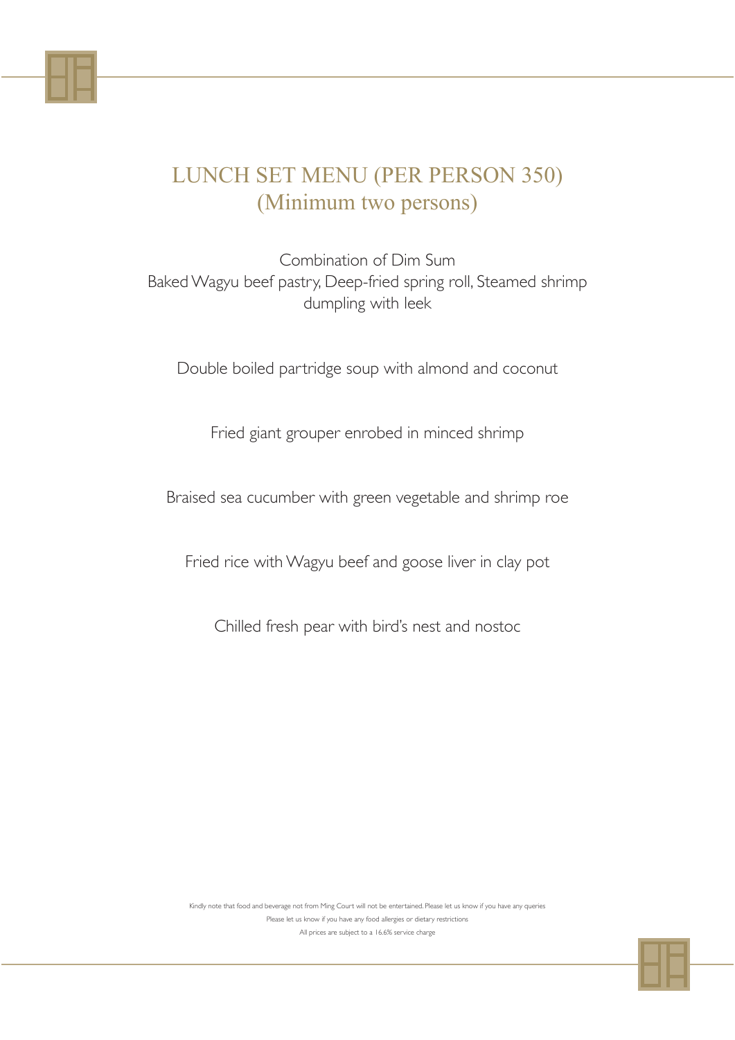# LUNCH SET MENU (PER PERSON 350)
## (Minimum two persons)

Combination of Dim Sum
Baked Wagyu beef pastry, Deep-fried spring roll, Steamed shrimp dumpling with leek

Double boiled partridge soup with almond and coconut

Fried giant grouper enrobed in minced shrimp

Braised sea cucumber with green vegetable and shrimp roe

Fried rice with Wagyu beef and goose liver in clay pot

Chilled fresh pear with bird's nest and nostoc

Kindly note that food and beverage not from Ming Court will not be entertained. Please let us know if you have any queries
Please let us know if you have any food allergies or dietary restrictions
All prices are subject to a 16.6% service charge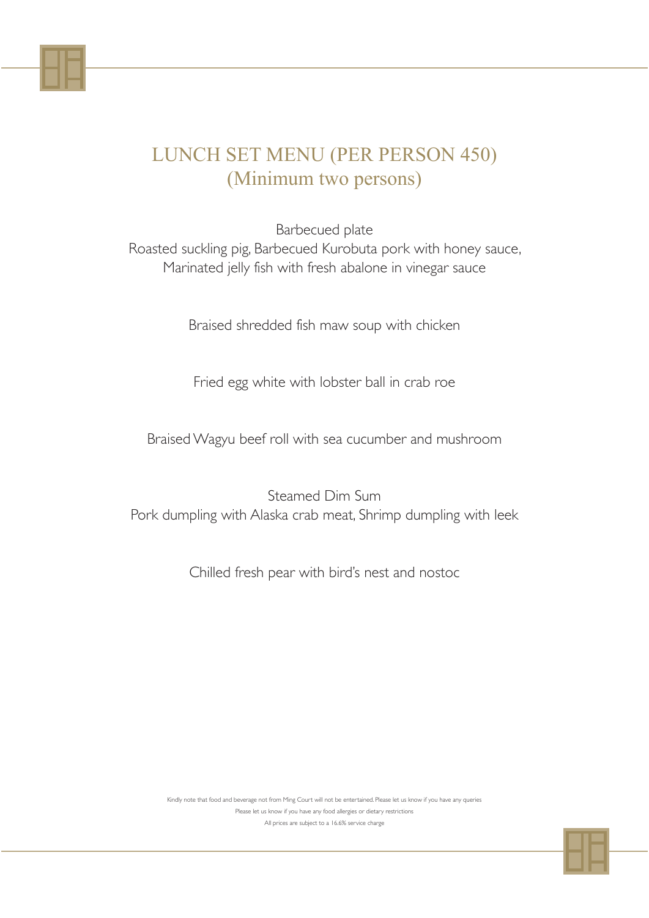# LUNCH SET MENU (PER PERSON 450)
# (Minimum two persons)

Barbecued plate
Roasted suckling pig, Barbecued Kurobuta pork with honey sauce,
Marinated jelly fish with fresh abalone in vinegar sauce

Braised shredded fish maw soup with chicken

Fried egg white with lobster ball in crab roe

Braised Wagyu beef roll with sea cucumber and mushroom

Steamed Dim Sum
Pork dumpling with Alaska crab meat, Shrimp dumpling with leek

Chilled fresh pear with bird's nest and nostoc

Kindly note that food and beverage not from Ming Court will not be entertained. Please let us know if you have any queries
Please let us know if you have any food allergies or dietary restrictions
All prices are subject to a 16.6% service charge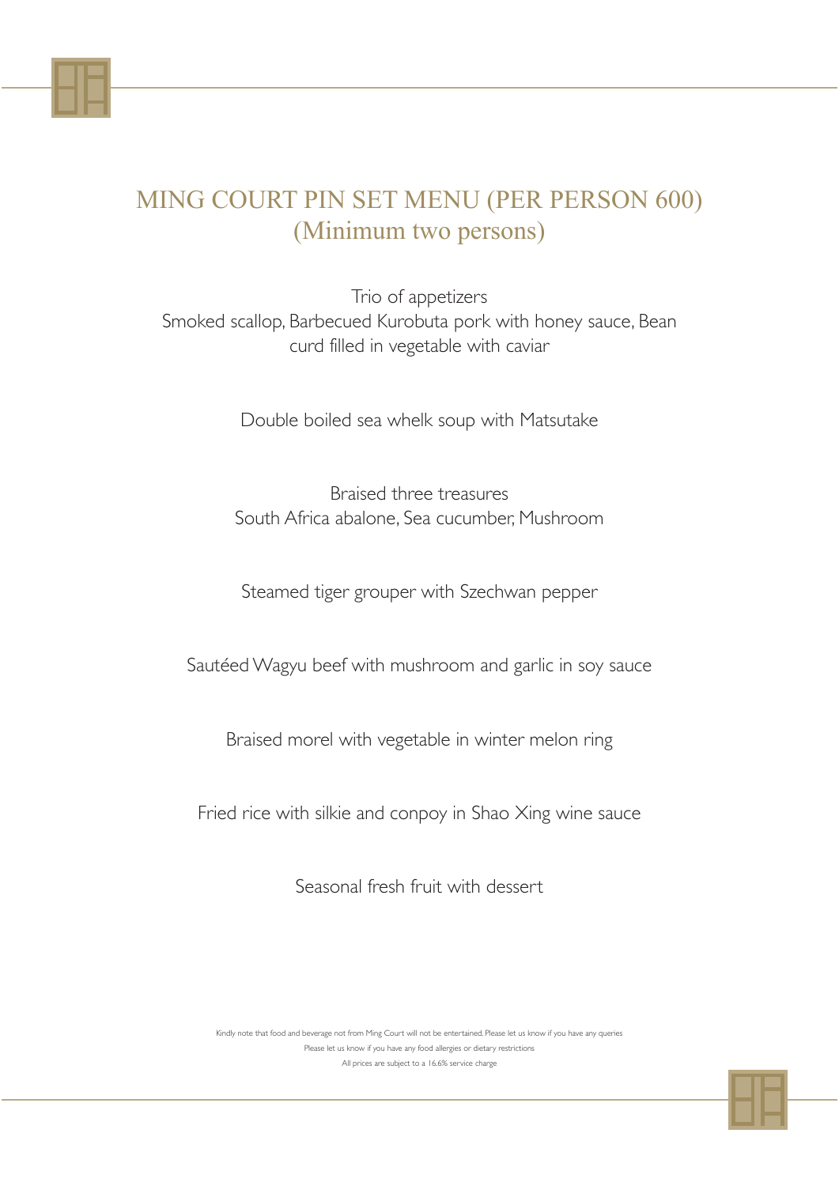# MING COURT PIN SET MENU (PER PERSON 600)
## (Minimum two persons)

Trio of appetizers
Smoked scallop, Barbecued Kurobuta pork with honey sauce, Bean curd filled in vegetable with caviar

Double boiled sea whelk soup with Matsutake

Braised three treasures
South Africa abalone, Sea cucumber, Mushroom

Steamed tiger grouper with Szechwan pepper

Sautéed Wagyu beef with mushroom and garlic in soy sauce

Braised morel with vegetable in winter melon ring

Fried rice with silkie and conpoy in Shao Xing wine sauce

Seasonal fresh fruit with dessert

Kindly note that food and beverage not from Ming Court will not be entertained. Please let us know if you have any queries
Please let us know if you have any food allergies or dietary restrictions
All prices are subject to a 16.6% service charge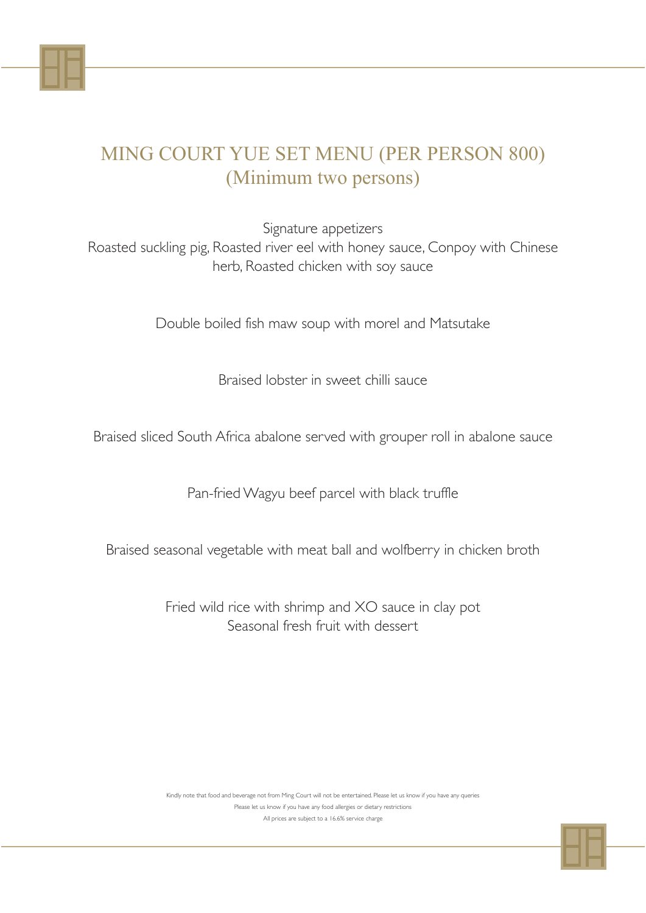# MING COURT YUE SET MENU (PER PERSON 800)
## (Minimum two persons)

Signature appetizers
Roasted suckling pig, Roasted river eel with honey sauce, Conpoy with Chinese herb, Roasted chicken with soy sauce

Double boiled fish maw soup with morel and Matsutake

Braised lobster in sweet chilli sauce

Braised sliced South Africa abalone served with grouper roll in abalone sauce

Pan-fried Wagyu beef parcel with black truffle

Braised seasonal vegetable with meat ball and wolfberry in chicken broth

Fried wild rice with shrimp and XO sauce in clay pot
Seasonal fresh fruit with dessert

Kindly note that food and beverage not from Ming Court will not be entertained. Please let us know if you have any queries
Please let us know if you have any food allergies or dietary restrictions
All prices are subject to a 16.6% service charge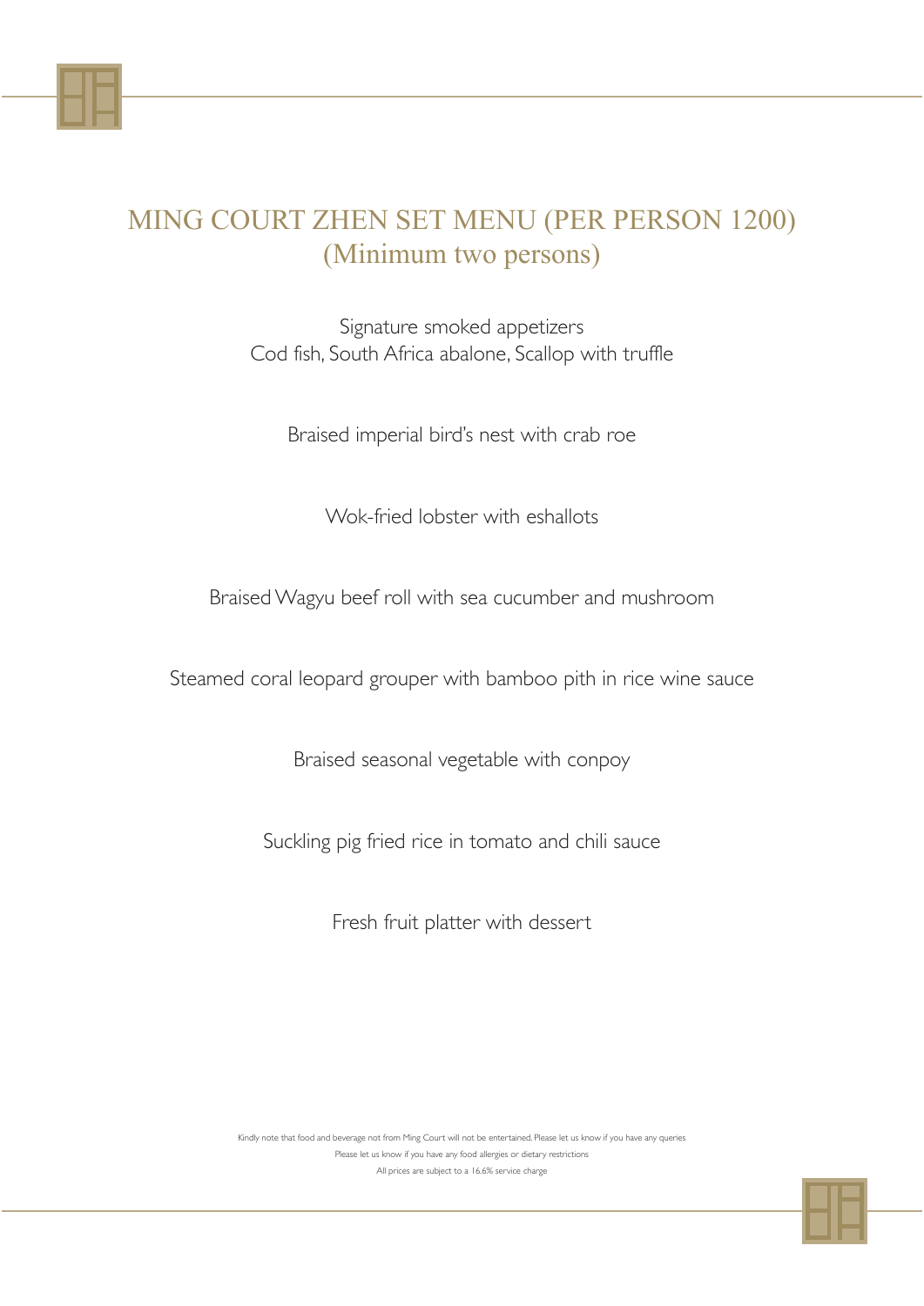# MING COURT ZHEN SET MENU (PER PERSON 1200)
## (Minimum two persons)

Signature smoked appetizers
Cod fish, South Africa abalone, Scallop with truffle

Braised imperial bird's nest with crab roe

Wok-fried lobster with eshallots

Braised Wagyu beef roll with sea cucumber and mushroom

Steamed coral leopard grouper with bamboo pith in rice wine sauce

Braised seasonal vegetable with conpoy

Suckling pig fried rice in tomato and chili sauce

Fresh fruit platter with dessert

Kindly note that food and beverage not from Ming Court will not be entertained. Please let us know if you have any queries
Please let us know if you have any food allergies or dietary restrictions
All prices are subject to a 16.6% service charge